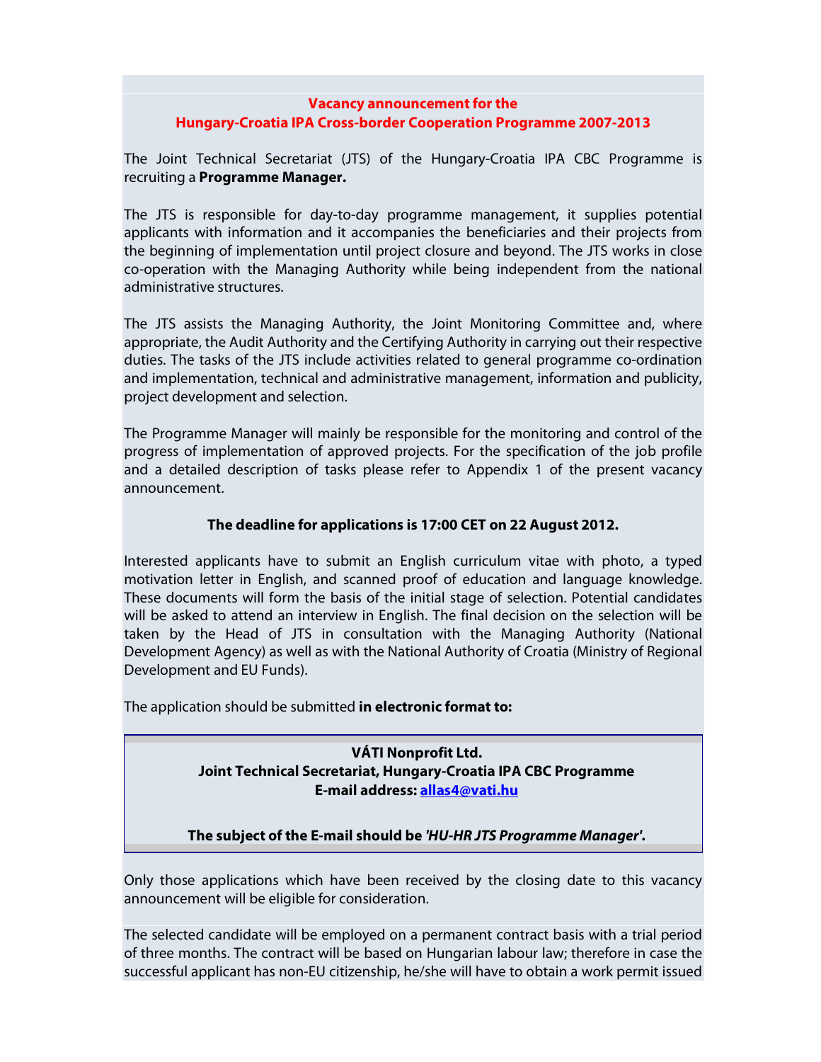**Vacancy announcement for the**
**Hungary-Croatia IPA Cross-border Cooperation Programme 2007-2013**

The Joint Technical Secretariat (JTS) of the Hungary-Croatia IPA CBC Programme is recruiting a **Programme Manager.**

The JTS is responsible for day-to-day programme management, it supplies potential applicants with information and it accompanies the beneficiaries and their projects from the beginning of implementation until project closure and beyond. The JTS works in close co-operation with the Managing Authority while being independent from the national administrative structures.

The JTS assists the Managing Authority, the Joint Monitoring Committee and, where appropriate, the Audit Authority and the Certifying Authority in carrying out their respective duties. The tasks of the JTS include activities related to general programme co-ordination and implementation, technical and administrative management, information and publicity, project development and selection.

The Programme Manager will mainly be responsible for the monitoring and control of the progress of implementation of approved projects. For the specification of the job profile and a detailed description of tasks please refer to Appendix 1 of the present vacancy announcement.

**The deadline for applications is 17:00 CET on 22 August 2012.**

Interested applicants have to submit an English curriculum vitae with photo, a typed motivation letter in English, and scanned proof of education and language knowledge. These documents will form the basis of the initial stage of selection. Potential candidates will be asked to attend an interview in English. The final decision on the selection will be taken by the Head of JTS in consultation with the Managing Authority (National Development Agency) as well as with the National Authority of Croatia (Ministry of Regional Development and EU Funds).

The application should be submitted **in electronic format to:**

**VÁTI Nonprofit Ltd.**
**Joint Technical Secretariat, Hungary-Croatia IPA CBC Programme**
**E-mail address: allas4@vati.hu**

**The subject of the E-mail should be *'HU-HR JTS Programme Manager'*.**

Only those applications which have been received by the closing date to this vacancy announcement will be eligible for consideration.

The selected candidate will be employed on a permanent contract basis with a trial period of three months. The contract will be based on Hungarian labour law; therefore in case the successful applicant has non-EU citizenship, he/she will have to obtain a work permit issued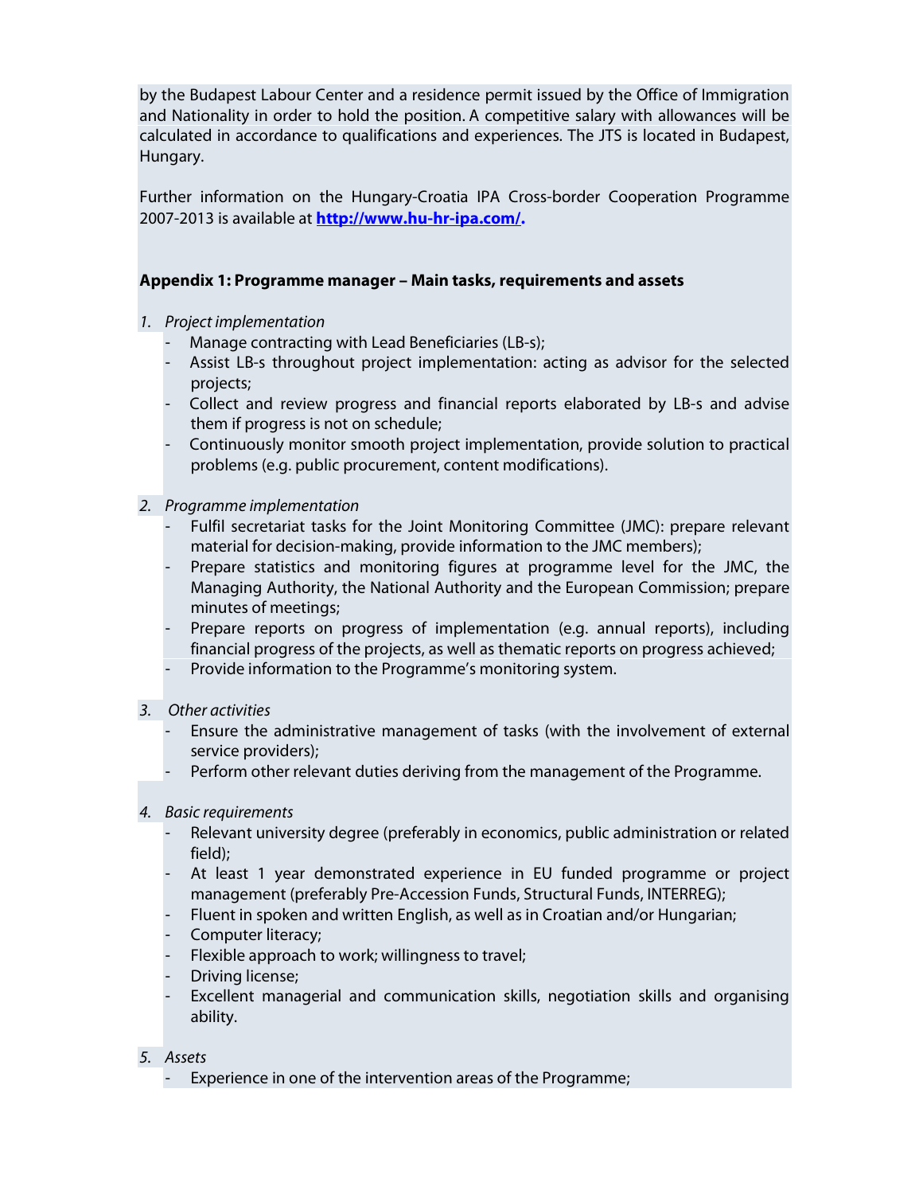by the Budapest Labour Center and a residence permit issued by the Office of Immigration and Nationality in order to hold the position. A competitive salary with allowances will be calculated in accordance to qualifications and experiences. The JTS is located in Budapest, Hungary.

Further information on the Hungary-Croatia IPA Cross-border Cooperation Programme 2007-2013 is available at **http://www.hu-hr-ipa.com/.**

**Appendix 1: Programme manager – Main tasks, requirements and assets**

1. *Project implementation*
   - Manage contracting with Lead Beneficiaries (LB-s);
   - Assist LB-s throughout project implementation: acting as advisor for the selected projects;
   - Collect and review progress and financial reports elaborated by LB-s and advise them if progress is not on schedule;
   - Continuously monitor smooth project implementation, provide solution to practical problems (e.g. public procurement, content modifications).

2. *Programme implementation*
   - Fulfil secretariat tasks for the Joint Monitoring Committee (JMC): prepare relevant material for decision-making, provide information to the JMC members);
   - Prepare statistics and monitoring figures at programme level for the JMC, the Managing Authority, the National Authority and the European Commission; prepare minutes of meetings;
   - Prepare reports on progress of implementation (e.g. annual reports), including financial progress of the projects, as well as thematic reports on progress achieved;
   - Provide information to the Programme's monitoring system.

3. *Other activities*
   - Ensure the administrative management of tasks (with the involvement of external service providers);
   - Perform other relevant duties deriving from the management of the Programme.

4. *Basic requirements*
   - Relevant university degree (preferably in economics, public administration or related field);
   - At least 1 year demonstrated experience in EU funded programme or project management (preferably Pre-Accession Funds, Structural Funds, INTERREG);
   - Fluent in spoken and written English, as well as in Croatian and/or Hungarian;
   - Computer literacy;
   - Flexible approach to work; willingness to travel;
   - Driving license;
   - Excellent managerial and communication skills, negotiation skills and organising ability.

5. *Assets*
   - Experience in one of the intervention areas of the Programme;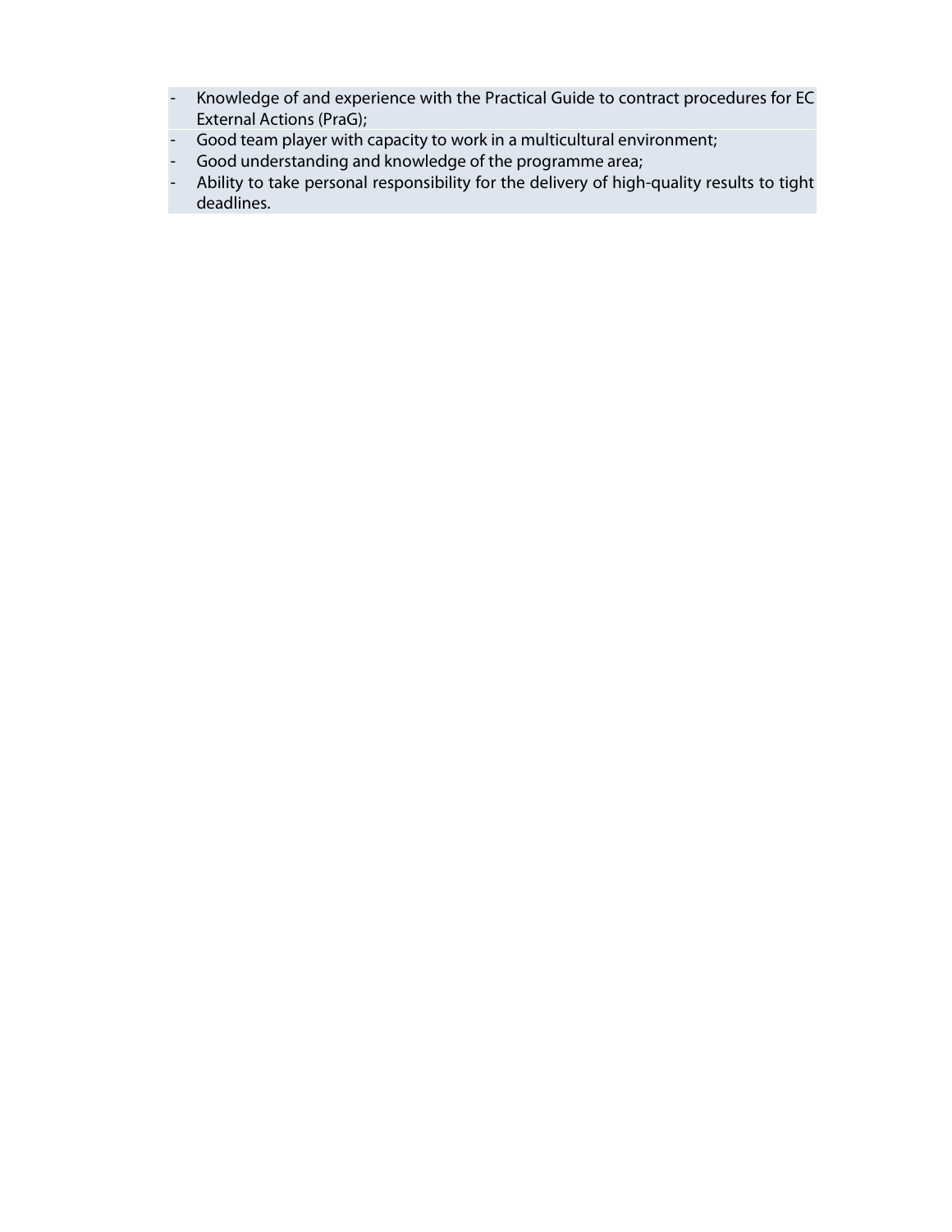- Knowledge of and experience with the Practical Guide to contract procedures for EC External Actions (PraG);
- Good team player with capacity to work in a multicultural environment;
- Good understanding and knowledge of the programme area;
- Ability to take personal responsibility for the delivery of high-quality results to tight deadlines.